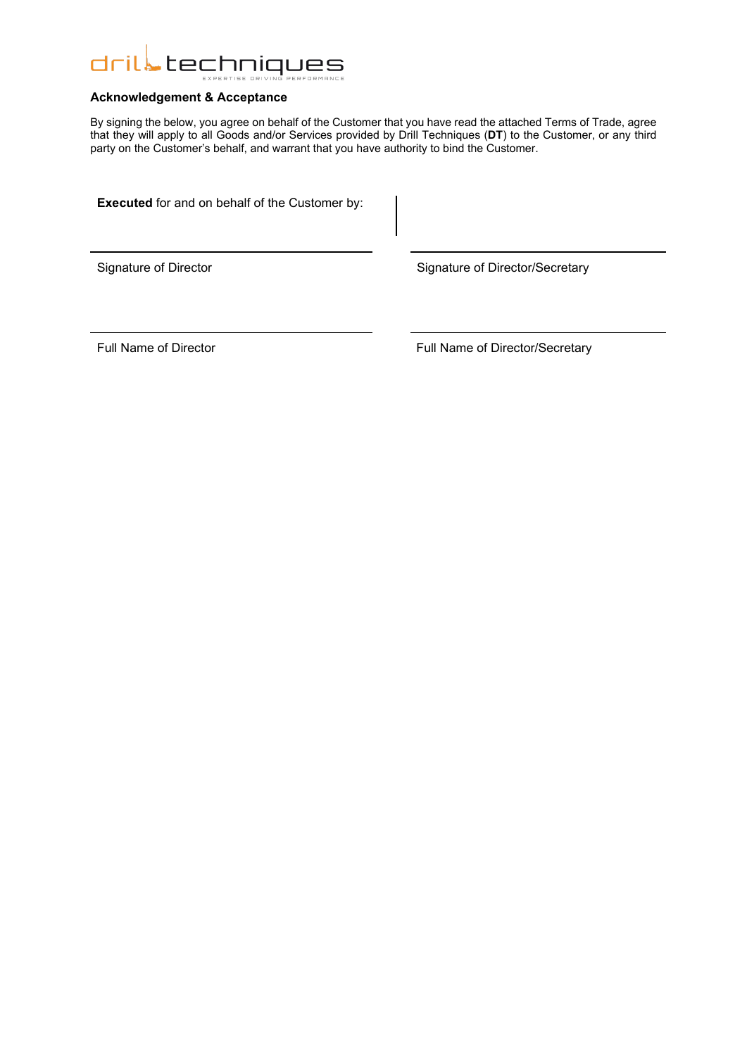drill techniques
EXPERTISE DRIVING PERFORMANCE

**Acknowledgement & Acceptance**

By signing the below, you agree on behalf of the Customer that you have read the attached Terms of Trade, agree that they will apply to all Goods and/or Services provided by Drill Techniques (**DT**) to the Customer, or any third party on the Customer's behalf, and warrant that you have authority to bind the Customer.

**Executed** for and on behalf of the Customer by:

| | |
|---|---|
| Signature of Director | Signature of Director/Secretary |
| Full Name of Director | Full Name of Director/Secretary |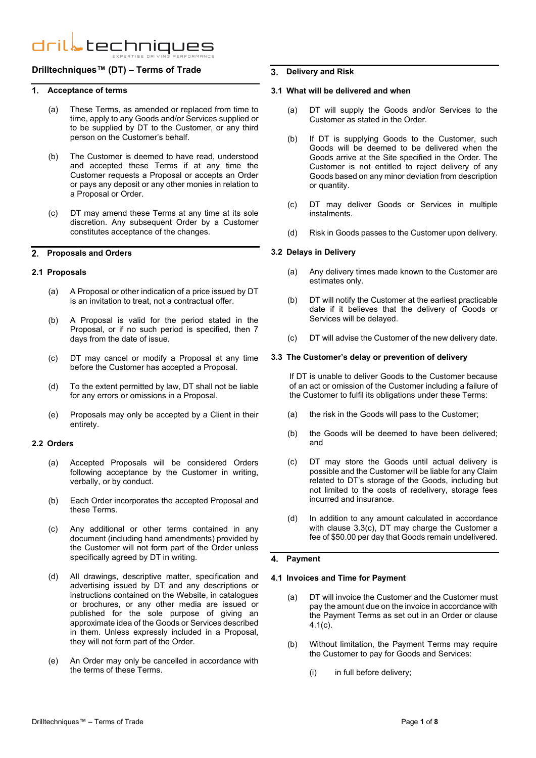# Drilltechniques™ (DT) – Terms of Trade

## 1. Acceptance of terms

(a) These Terms, as amended or replaced from time to time, apply to any Goods and/or Services supplied or to be supplied by DT to the Customer, or any third person on the Customer's behalf.

(b) The Customer is deemed to have read, understood and accepted these Terms if at any time the Customer requests a Proposal or accepts an Order or pays any deposit or any other monies in relation to a Proposal or Order.

(c) DT may amend these Terms at any time at its sole discretion. Any subsequent Order by a Customer constitutes acceptance of the changes.

## 2. Proposals and Orders

### 2.1 Proposals

(a) A Proposal or other indication of a price issued by DT is an invitation to treat, not a contractual offer.

(b) A Proposal is valid for the period stated in the Proposal, or if no such period is specified, then 7 days from the date of issue.

(c) DT may cancel or modify a Proposal at any time before the Customer has accepted a Proposal.

(d) To the extent permitted by law, DT shall not be liable for any errors or omissions in a Proposal.

(e) Proposals may only be accepted by a Client in their entirety.

### 2.2 Orders

(a) Accepted Proposals will be considered Orders following acceptance by the Customer in writing, verbally, or by conduct.

(b) Each Order incorporates the accepted Proposal and these Terms.

(c) Any additional or other terms contained in any document (including hand amendments) provided by the Customer will not form part of the Order unless specifically agreed by DT in writing.

(d) All drawings, descriptive matter, specification and advertising issued by DT and any descriptions or instructions contained on the Website, in catalogues or brochures, or any other media are issued or published for the sole purpose of giving an approximate idea of the Goods or Services described in them. Unless expressly included in a Proposal, they will not form part of the Order.

(e) An Order may only be cancelled in accordance with the terms of these Terms.

## 3. Delivery and Risk

### 3.1 What will be delivered and when

(a) DT will supply the Goods and/or Services to the Customer as stated in the Order.

(b) If DT is supplying Goods to the Customer, such Goods will be deemed to be delivered when the Goods arrive at the Site specified in the Order. The Customer is not entitled to reject delivery of any Goods based on any minor deviation from description or quantity.

(c) DT may deliver Goods or Services in multiple instalments.

(d) Risk in Goods passes to the Customer upon delivery.

### 3.2 Delays in Delivery

(a) Any delivery times made known to the Customer are estimates only.

(b) DT will notify the Customer at the earliest practicable date if it believes that the delivery of Goods or Services will be delayed.

(c) DT will advise the Customer of the new delivery date.

### 3.3 The Customer's delay or prevention of delivery

If DT is unable to deliver Goods to the Customer because of an act or omission of the Customer including a failure of the Customer to fulfil its obligations under these Terms:

(a) the risk in the Goods will pass to the Customer;

(b) the Goods will be deemed to have been delivered; and

(c) DT may store the Goods until actual delivery is possible and the Customer will be liable for any Claim related to DT's storage of the Goods, including but not limited to the costs of redelivery, storage fees incurred and insurance.

(d) In addition to any amount calculated in accordance with clause 3.3(c), DT may charge the Customer a fee of $50.00 per day that Goods remain undelivered.

## 4. Payment

### 4.1 Invoices and Time for Payment

(a) DT will invoice the Customer and the Customer must pay the amount due on the invoice in accordance with the Payment Terms as set out in an Order or clause 4.1(c).

(b) Without limitation, the Payment Terms may require the Customer to pay for Goods and Services:

(i) in full before delivery;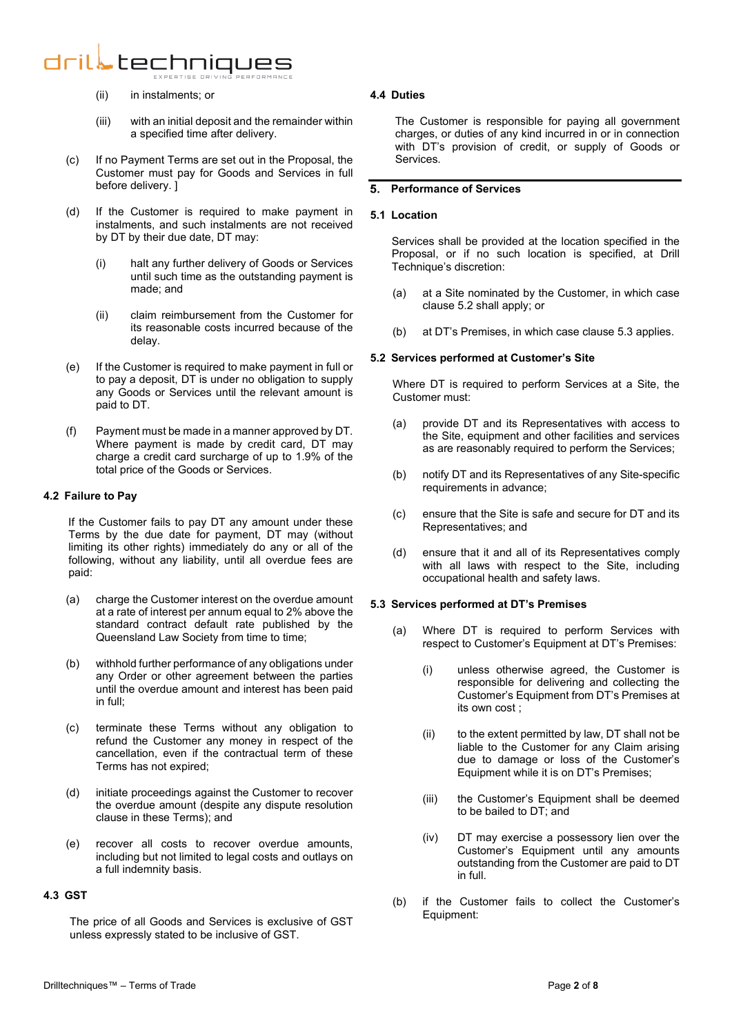(ii) in instalments; or

(iii) with an initial deposit and the remainder within a specified time after delivery.

(c) If no Payment Terms are set out in the Proposal, the Customer must pay for Goods and Services in full before delivery. ]

(d) If the Customer is required to make payment in instalments, and such instalments are not received by DT by their due date, DT may:

(i) halt any further delivery of Goods or Services until such time as the outstanding payment is made; and

(ii) claim reimbursement from the Customer for its reasonable costs incurred because of the delay.

(e) If the Customer is required to make payment in full or to pay a deposit, DT is under no obligation to supply any Goods or Services until the relevant amount is paid to DT.

(f) Payment must be made in a manner approved by DT. Where payment is made by credit card, DT may charge a credit card surcharge of up to 1.9% of the total price of the Goods or Services.

### 4.2 Failure to Pay

If the Customer fails to pay DT any amount under these Terms by the due date for payment, DT may (without limiting its other rights) immediately do any or all of the following, without any liability, until all overdue fees are paid:

(a) charge the Customer interest on the overdue amount at a rate of interest per annum equal to 2% above the standard contract default rate published by the Queensland Law Society from time to time;

(b) withhold further performance of any obligations under any Order or other agreement between the parties until the overdue amount and interest has been paid in full;

(c) terminate these Terms without any obligation to refund the Customer any money in respect of the cancellation, even if the contractual term of these Terms has not expired;

(d) initiate proceedings against the Customer to recover the overdue amount (despite any dispute resolution clause in these Terms); and

(e) recover all costs to recover overdue amounts, including but not limited to legal costs and outlays on a full indemnity basis.

### 4.3 GST

The price of all Goods and Services is exclusive of GST unless expressly stated to be inclusive of GST.

### 4.4 Duties

The Customer is responsible for paying all government charges, or duties of any kind incurred in or in connection with DT's provision of credit, or supply of Goods or Services.

## 5. Performance of Services

### 5.1 Location

Services shall be provided at the location specified in the Proposal, or if no such location is specified, at Drill Technique's discretion:

(a) at a Site nominated by the Customer, in which case clause 5.2 shall apply; or

(b) at DT's Premises, in which case clause 5.3 applies.

### 5.2 Services performed at Customer's Site

Where DT is required to perform Services at a Site, the Customer must:

(a) provide DT and its Representatives with access to the Site, equipment and other facilities and services as are reasonably required to perform the Services;

(b) notify DT and its Representatives of any Site-specific requirements in advance;

(c) ensure that the Site is safe and secure for DT and its Representatives; and

(d) ensure that it and all of its Representatives comply with all laws with respect to the Site, including occupational health and safety laws.

### 5.3 Services performed at DT's Premises

(a) Where DT is required to perform Services with respect to Customer's Equipment at DT's Premises:

(i) unless otherwise agreed, the Customer is responsible for delivering and collecting the Customer's Equipment from DT's Premises at its own cost ;

(ii) to the extent permitted by law, DT shall not be liable to the Customer for any Claim arising due to damage or loss of the Customer's Equipment while it is on DT's Premises;

(iii) the Customer's Equipment shall be deemed to be bailed to DT; and

(iv) DT may exercise a possessory lien over the Customer's Equipment until any amounts outstanding from the Customer are paid to DT in full.

(b) if the Customer fails to collect the Customer's Equipment: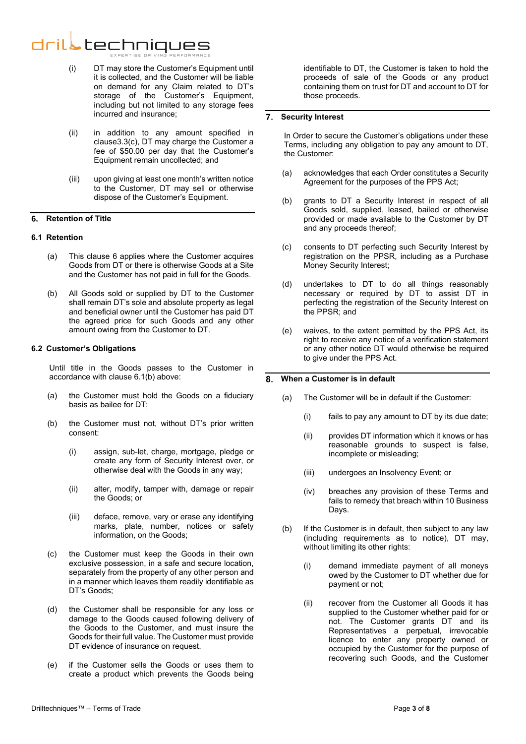(i) DT may store the Customer's Equipment until it is collected, and the Customer will be liable on demand for any Claim related to DT's storage of the Customer's Equipment, including but not limited to any storage fees incurred and insurance;

(ii) in addition to any amount specified in clause3.3(c), DT may charge the Customer a fee of $50.00 per day that the Customer's Equipment remain uncollected; and

(iii) upon giving at least one month's written notice to the Customer, DT may sell or otherwise dispose of the Customer's Equipment.

## 6. Retention of Title

### 6.1 Retention

(a) This clause 6 applies where the Customer acquires Goods from DT or there is otherwise Goods at a Site and the Customer has not paid in full for the Goods.

(b) All Goods sold or supplied by DT to the Customer shall remain DT's sole and absolute property as legal and beneficial owner until the Customer has paid DT the agreed price for such Goods and any other amount owing from the Customer to DT.

### 6.2 Customer's Obligations

Until title in the Goods passes to the Customer in accordance with clause 6.1(b) above:

(a) the Customer must hold the Goods on a fiduciary basis as bailee for DT;

(b) the Customer must not, without DT's prior written consent:

(i) assign, sub-let, charge, mortgage, pledge or create any form of Security Interest over, or otherwise deal with the Goods in any way;

(ii) alter, modify, tamper with, damage or repair the Goods; or

(iii) deface, remove, vary or erase any identifying marks, plate, number, notices or safety information, on the Goods;

(c) the Customer must keep the Goods in their own exclusive possession, in a safe and secure location, separately from the property of any other person and in a manner which leaves them readily identifiable as DT's Goods;

(d) the Customer shall be responsible for any loss or damage to the Goods caused following delivery of the Goods to the Customer, and must insure the Goods for their full value. The Customer must provide DT evidence of insurance on request.

(e) if the Customer sells the Goods or uses them to create a product which prevents the Goods being identifiable to DT, the Customer is taken to hold the proceeds of sale of the Goods or any product containing them on trust for DT and account to DT for those proceeds.

## 7. Security Interest

In Order to secure the Customer's obligations under these Terms, including any obligation to pay any amount to DT, the Customer:

(a) acknowledges that each Order constitutes a Security Agreement for the purposes of the PPS Act;

(b) grants to DT a Security Interest in respect of all Goods sold, supplied, leased, bailed or otherwise provided or made available to the Customer by DT and any proceeds thereof;

(c) consents to DT perfecting such Security Interest by registration on the PPSR, including as a Purchase Money Security Interest;

(d) undertakes to DT to do all things reasonably necessary or required by DT to assist DT in perfecting the registration of the Security Interest on the PPSR; and

(e) waives, to the extent permitted by the PPS Act, its right to receive any notice of a verification statement or any other notice DT would otherwise be required to give under the PPS Act.

## 8. When a Customer is in default

(a) The Customer will be in default if the Customer:

(i) fails to pay any amount to DT by its due date;

(ii) provides DT information which it knows or has reasonable grounds to suspect is false, incomplete or misleading;

(iii) undergoes an Insolvency Event; or

(iv) breaches any provision of these Terms and fails to remedy that breach within 10 Business Days.

(b) If the Customer is in default, then subject to any law (including requirements as to notice), DT may, without limiting its other rights:

(i) demand immediate payment of all moneys owed by the Customer to DT whether due for payment or not;

(ii) recover from the Customer all Goods it has supplied to the Customer whether paid for or not. The Customer grants DT and its Representatives a perpetual, irrevocable licence to enter any property owned or occupied by the Customer for the purpose of recovering such Goods, and the Customer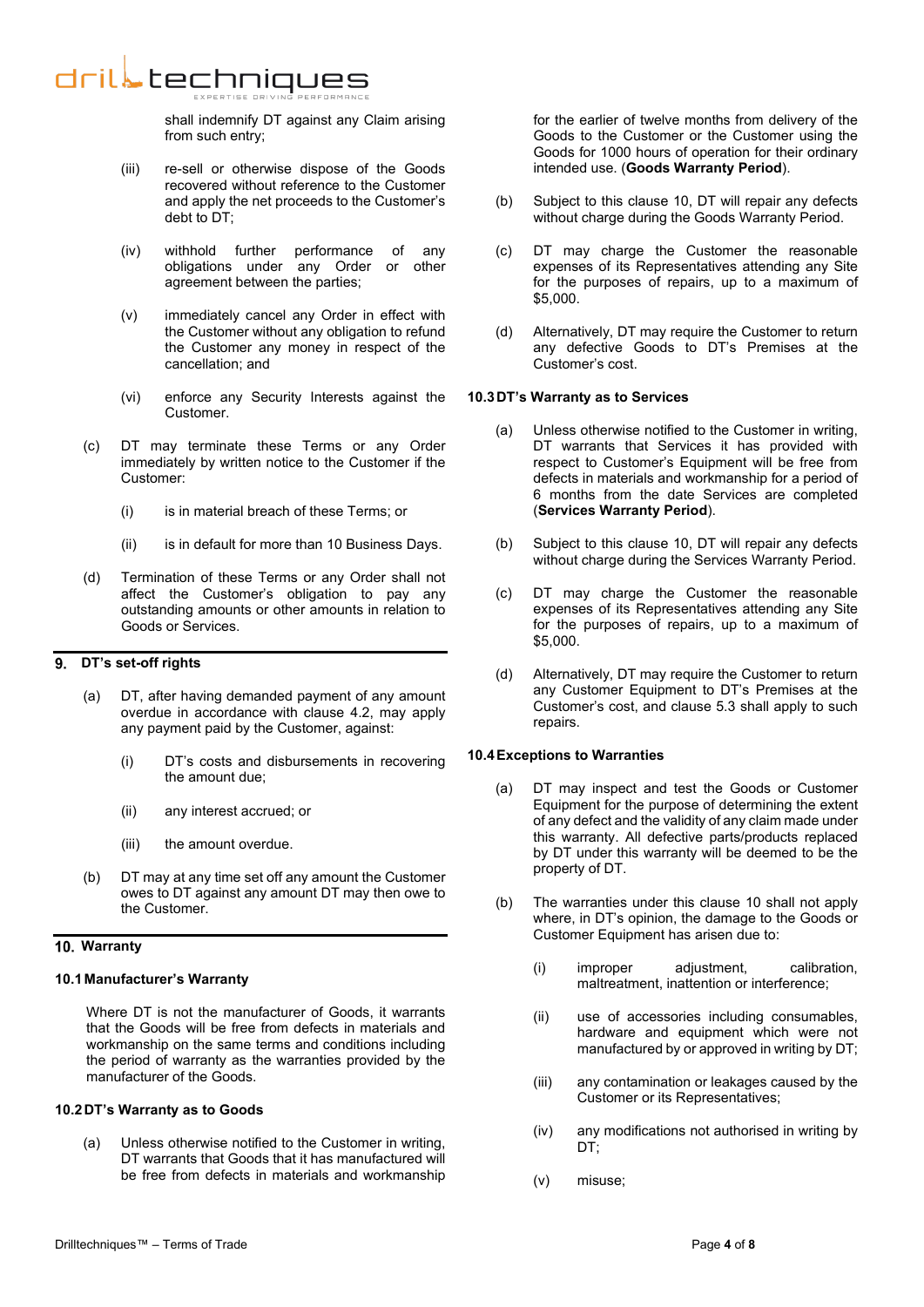shall indemnify DT against any Claim arising from such entry;

(iii) re-sell or otherwise dispose of the Goods recovered without reference to the Customer and apply the net proceeds to the Customer's debt to DT;

(iv) withhold further performance of any obligations under any Order or other agreement between the parties;

(v) immediately cancel any Order in effect with the Customer without any obligation to refund the Customer any money in respect of the cancellation; and

(vi) enforce any Security Interests against the Customer.

(c) DT may terminate these Terms or any Order immediately by written notice to the Customer if the Customer:

(i) is in material breach of these Terms; or

(ii) is in default for more than 10 Business Days.

(d) Termination of these Terms or any Order shall not affect the Customer's obligation to pay any outstanding amounts or other amounts in relation to Goods or Services.

## 9. DT's set-off rights

(a) DT, after having demanded payment of any amount overdue in accordance with clause 4.2, may apply any payment paid by the Customer, against:

(i) DT's costs and disbursements in recovering the amount due;

(ii) any interest accrued; or

(iii) the amount overdue.

(b) DT may at any time set off any amount the Customer owes to DT against any amount DT may then owe to the Customer.

## 10. Warranty

### 10.1 Manufacturer's Warranty

Where DT is not the manufacturer of Goods, it warrants that the Goods will be free from defects in materials and workmanship on the same terms and conditions including the period of warranty as the warranties provided by the manufacturer of the Goods.

### 10.2 DT's Warranty as to Goods

(a) Unless otherwise notified to the Customer in writing, DT warrants that Goods that it has manufactured will be free from defects in materials and workmanship for the earlier of twelve months from delivery of the Goods to the Customer or the Customer using the Goods for 1000 hours of operation for their ordinary intended use. (**Goods Warranty Period**).

(b) Subject to this clause 10, DT will repair any defects without charge during the Goods Warranty Period.

(c) DT may charge the Customer the reasonable expenses of its Representatives attending any Site for the purposes of repairs, up to a maximum of $5,000.

(d) Alternatively, DT may require the Customer to return any defective Goods to DT's Premises at the Customer's cost.

### 10.3 DT's Warranty as to Services

(a) Unless otherwise notified to the Customer in writing, DT warrants that Services it has provided with respect to Customer's Equipment will be free from defects in materials and workmanship for a period of 6 months from the date Services are completed (**Services Warranty Period**).

(b) Subject to this clause 10, DT will repair any defects without charge during the Services Warranty Period.

(c) DT may charge the Customer the reasonable expenses of its Representatives attending any Site for the purposes of repairs, up to a maximum of $5,000.

(d) Alternatively, DT may require the Customer to return any Customer Equipment to DT's Premises at the Customer's cost, and clause 5.3 shall apply to such repairs.

### 10.4 Exceptions to Warranties

(a) DT may inspect and test the Goods or Customer Equipment for the purpose of determining the extent of any defect and the validity of any claim made under this warranty. All defective parts/products replaced by DT under this warranty will be deemed to be the property of DT.

(b) The warranties under this clause 10 shall not apply where, in DT's opinion, the damage to the Goods or Customer Equipment has arisen due to:

(i) improper adjustment, calibration, maltreatment, inattention or interference;

(ii) use of accessories including consumables, hardware and equipment which were not manufactured by or approved in writing by DT;

(iii) any contamination or leakages caused by the Customer or its Representatives;

(iv) any modifications not authorised in writing by DT;

(v) misuse;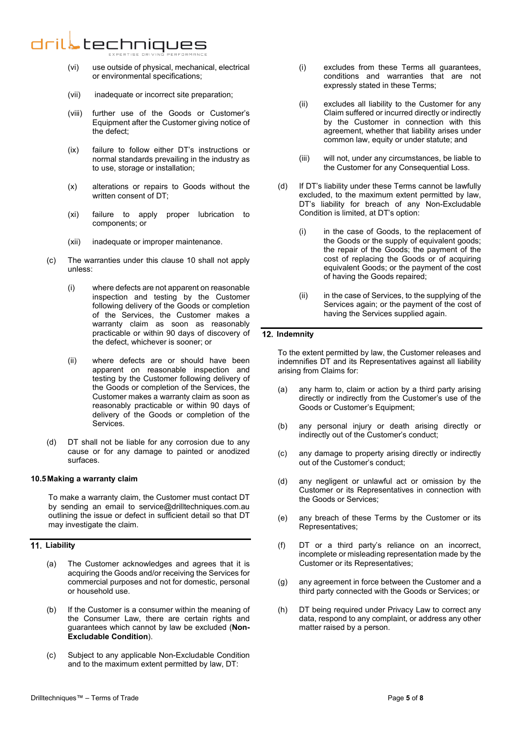(vi) use outside of physical, mechanical, electrical or environmental specifications;

(vii) inadequate or incorrect site preparation;

(viii) further use of the Goods or Customer's Equipment after the Customer giving notice of the defect;

(ix) failure to follow either DT's instructions or normal standards prevailing in the industry as to use, storage or installation;

(x) alterations or repairs to Goods without the written consent of DT;

(xi) failure to apply proper lubrication to components; or

(xii) inadequate or improper maintenance.

(c) The warranties under this clause 10 shall not apply unless:

(i) where defects are not apparent on reasonable inspection and testing by the Customer following delivery of the Goods or completion of the Services, the Customer makes a warranty claim as soon as reasonably practicable or within 90 days of discovery of the defect, whichever is sooner; or

(ii) where defects are or should have been apparent on reasonable inspection and testing by the Customer following delivery of the Goods or completion of the Services, the Customer makes a warranty claim as soon as reasonably practicable or within 90 days of delivery of the Goods or completion of the Services.

(d) DT shall not be liable for any corrosion due to any cause or for any damage to painted or anodized surfaces.

### 10.5 Making a warranty claim

To make a warranty claim, the Customer must contact DT by sending an email to service@drilltechniques.com.au outlining the issue or defect in sufficient detail so that DT may investigate the claim.

## 11. Liability

(a) The Customer acknowledges and agrees that it is acquiring the Goods and/or receiving the Services for commercial purposes and not for domestic, personal or household use.

(b) If the Customer is a consumer within the meaning of the Consumer Law, there are certain rights and guarantees which cannot by law be excluded (**Non-Excludable Condition**).

(c) Subject to any applicable Non-Excludable Condition and to the maximum extent permitted by law, DT:

(i) excludes from these Terms all guarantees, conditions and warranties that are not expressly stated in these Terms;

(ii) excludes all liability to the Customer for any Claim suffered or incurred directly or indirectly by the Customer in connection with this agreement, whether that liability arises under common law, equity or under statute; and

(iii) will not, under any circumstances, be liable to the Customer for any Consequential Loss.

(d) If DT's liability under these Terms cannot be lawfully excluded, to the maximum extent permitted by law, DT's liability for breach of any Non-Excludable Condition is limited, at DT's option:

(i) in the case of Goods, to the replacement of the Goods or the supply of equivalent goods; the repair of the Goods; the payment of the cost of replacing the Goods or of acquiring equivalent Goods; or the payment of the cost of having the Goods repaired;

(ii) in the case of Services, to the supplying of the Services again; or the payment of the cost of having the Services supplied again.

## 12. Indemnity

To the extent permitted by law, the Customer releases and indemnifies DT and its Representatives against all liability arising from Claims for:

(a) any harm to, claim or action by a third party arising directly or indirectly from the Customer's use of the Goods or Customer's Equipment;

(b) any personal injury or death arising directly or indirectly out of the Customer's conduct;

(c) any damage to property arising directly or indirectly out of the Customer's conduct;

(d) any negligent or unlawful act or omission by the Customer or its Representatives in connection with the Goods or Services;

(e) any breach of these Terms by the Customer or its Representatives;

(f) DT or a third party's reliance on an incorrect, incomplete or misleading representation made by the Customer or its Representatives;

(g) any agreement in force between the Customer and a third party connected with the Goods or Services; or

(h) DT being required under Privacy Law to correct any data, respond to any complaint, or address any other matter raised by a person.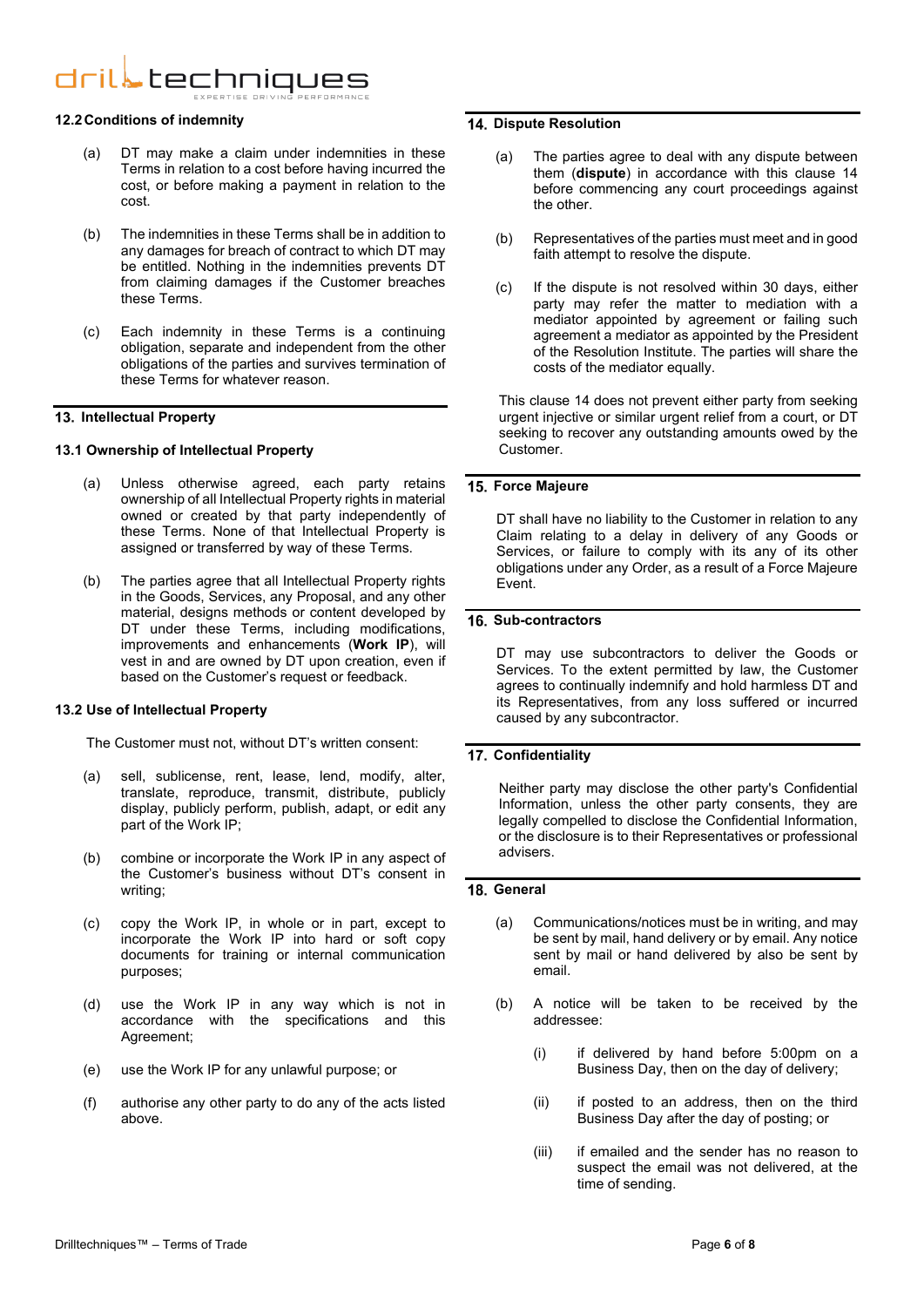### 12.2 Conditions of indemnity

(a) DT may make a claim under indemnities in these Terms in relation to a cost before having incurred the cost, or before making a payment in relation to the cost.

(b) The indemnities in these Terms shall be in addition to any damages for breach of contract to which DT may be entitled. Nothing in the indemnities prevents DT from claiming damages if the Customer breaches these Terms.

(c) Each indemnity in these Terms is a continuing obligation, separate and independent from the other obligations of the parties and survives termination of these Terms for whatever reason.

## 13. Intellectual Property

### 13.1 Ownership of Intellectual Property

(a) Unless otherwise agreed, each party retains ownership of all Intellectual Property rights in material owned or created by that party independently of these Terms. None of that Intellectual Property is assigned or transferred by way of these Terms.

(b) The parties agree that all Intellectual Property rights in the Goods, Services, any Proposal, and any other material, designs methods or content developed by DT under these Terms, including modifications, improvements and enhancements (**Work IP**), will vest in and are owned by DT upon creation, even if based on the Customer's request or feedback.

### 13.2 Use of Intellectual Property

The Customer must not, without DT's written consent:

(a) sell, sublicense, rent, lease, lend, modify, alter, translate, reproduce, transmit, distribute, publicly display, publicly perform, publish, adapt, or edit any part of the Work IP;

(b) combine or incorporate the Work IP in any aspect of the Customer's business without DT's consent in writing;

(c) copy the Work IP, in whole or in part, except to incorporate the Work IP into hard or soft copy documents for training or internal communication purposes;

(d) use the Work IP in any way which is not in accordance with the specifications and this Agreement;

(e) use the Work IP for any unlawful purpose; or

(f) authorise any other party to do any of the acts listed above.

## 14. Dispute Resolution

(a) The parties agree to deal with any dispute between them (**dispute**) in accordance with this clause 14 before commencing any court proceedings against the other.

(b) Representatives of the parties must meet and in good faith attempt to resolve the dispute.

(c) If the dispute is not resolved within 30 days, either party may refer the matter to mediation with a mediator appointed by agreement or failing such agreement a mediator as appointed by the President of the Resolution Institute. The parties will share the costs of the mediator equally.

This clause 14 does not prevent either party from seeking urgent injective or similar urgent relief from a court, or DT seeking to recover any outstanding amounts owed by the Customer.

## 15. Force Majeure

DT shall have no liability to the Customer in relation to any Claim relating to a delay in delivery of any Goods or Services, or failure to comply with its any of its other obligations under any Order, as a result of a Force Majeure Event.

## 16. Sub-contractors

DT may use subcontractors to deliver the Goods or Services. To the extent permitted by law, the Customer agrees to continually indemnify and hold harmless DT and its Representatives, from any loss suffered or incurred caused by any subcontractor.

## 17. Confidentiality

Neither party may disclose the other party's Confidential Information, unless the other party consents, they are legally compelled to disclose the Confidential Information, or the disclosure is to their Representatives or professional advisers.

## 18. General

(a) Communications/notices must be in writing, and may be sent by mail, hand delivery or by email. Any notice sent by mail or hand delivered by also be sent by email.

(b) A notice will be taken to be received by the addressee:

(i) if delivered by hand before 5:00pm on a Business Day, then on the day of delivery;

(ii) if posted to an address, then on the third Business Day after the day of posting; or

(iii) if emailed and the sender has no reason to suspect the email was not delivered, at the time of sending.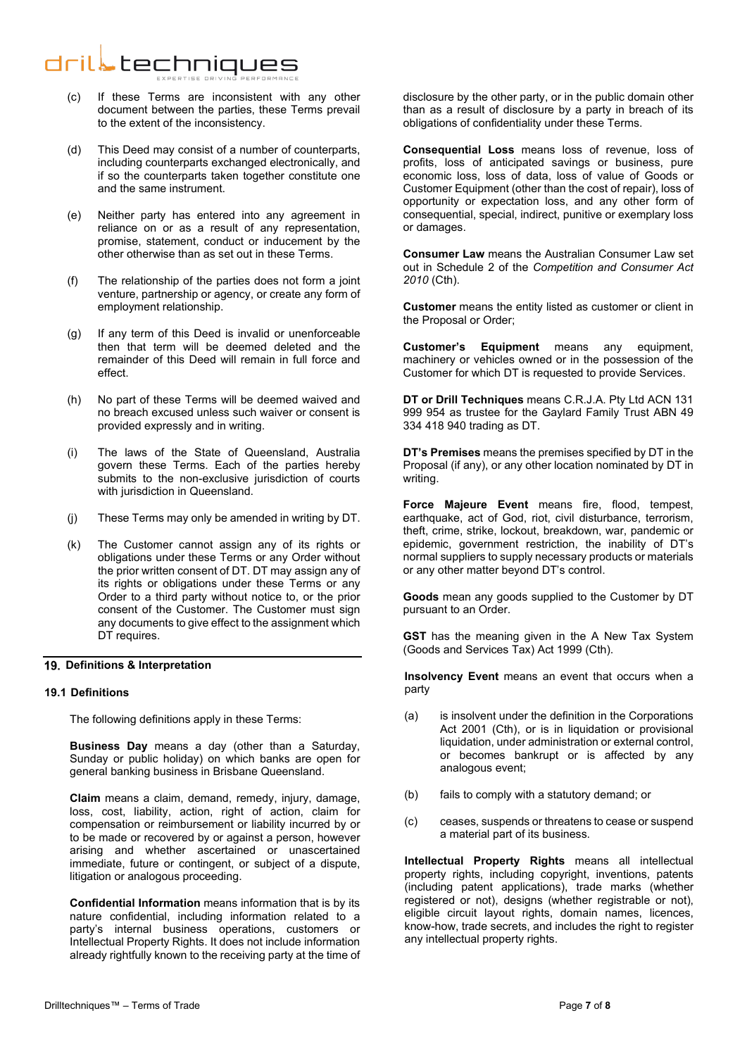(c) If these Terms are inconsistent with any other document between the parties, these Terms prevail to the extent of the inconsistency.

(d) This Deed may consist of a number of counterparts, including counterparts exchanged electronically, and if so the counterparts taken together constitute one and the same instrument.

(e) Neither party has entered into any agreement in reliance on or as a result of any representation, promise, statement, conduct or inducement by the other otherwise than as set out in these Terms.

(f) The relationship of the parties does not form a joint venture, partnership or agency, or create any form of employment relationship.

(g) If any term of this Deed is invalid or unenforceable then that term will be deemed deleted and the remainder of this Deed will remain in full force and effect.

(h) No part of these Terms will be deemed waived and no breach excused unless such waiver or consent is provided expressly and in writing.

(i) The laws of the State of Queensland, Australia govern these Terms. Each of the parties hereby submits to the non-exclusive jurisdiction of courts with jurisdiction in Queensland.

(j) These Terms may only be amended in writing by DT.

(k) The Customer cannot assign any of its rights or obligations under these Terms or any Order without the prior written consent of DT. DT may assign any of its rights or obligations under these Terms or any Order to a third party without notice to, or the prior consent of the Customer. The Customer must sign any documents to give effect to the assignment which DT requires.

## 19. Definitions & Interpretation

### 19.1 Definitions

The following definitions apply in these Terms:

**Business Day** means a day (other than a Saturday, Sunday or public holiday) on which banks are open for general banking business in Brisbane Queensland.

**Claim** means a claim, demand, remedy, injury, damage, loss, cost, liability, action, right of action, claim for compensation or reimbursement or liability incurred by or to be made or recovered by or against a person, however arising and whether ascertained or unascertained immediate, future or contingent, or subject of a dispute, litigation or analogous proceeding.

**Confidential Information** means information that is by its nature confidential, including information related to a party's internal business operations, customers or Intellectual Property Rights. It does not include information already rightfully known to the receiving party at the time of disclosure by the other party, or in the public domain other than as a result of disclosure by a party in breach of its obligations of confidentiality under these Terms.

**Consequential Loss** means loss of revenue, loss of profits, loss of anticipated savings or business, pure economic loss, loss of data, loss of value of Goods or Customer Equipment (other than the cost of repair), loss of opportunity or expectation loss, and any other form of consequential, special, indirect, punitive or exemplary loss or damages.

**Consumer Law** means the Australian Consumer Law set out in Schedule 2 of the *Competition and Consumer Act 2010* (Cth).

**Customer** means the entity listed as customer or client in the Proposal or Order;

**Customer's Equipment** means any equipment, machinery or vehicles owned or in the possession of the Customer for which DT is requested to provide Services.

**DT or Drill Techniques** means C.R.J.A. Pty Ltd ACN 131 999 954 as trustee for the Gaylard Family Trust ABN 49 334 418 940 trading as DT.

**DT's Premises** means the premises specified by DT in the Proposal (if any), or any other location nominated by DT in writing.

**Force Majeure Event** means fire, flood, tempest, earthquake, act of God, riot, civil disturbance, terrorism, theft, crime, strike, lockout, breakdown, war, pandemic or epidemic, government restriction, the inability of DT's normal suppliers to supply necessary products or materials or any other matter beyond DT's control.

**Goods** mean any goods supplied to the Customer by DT pursuant to an Order.

**GST** has the meaning given in the A New Tax System (Goods and Services Tax) Act 1999 (Cth).

**Insolvency Event** means an event that occurs when a party

(a) is insolvent under the definition in the Corporations Act 2001 (Cth), or is in liquidation or provisional liquidation, under administration or external control, or becomes bankrupt or is affected by any analogous event;

(b) fails to comply with a statutory demand; or

(c) ceases, suspends or threatens to cease or suspend a material part of its business.

**Intellectual Property Rights** means all intellectual property rights, including copyright, inventions, patents (including patent applications), trade marks (whether registered or not), designs (whether registrable or not), eligible circuit layout rights, domain names, licences, know-how, trade secrets, and includes the right to register any intellectual property rights.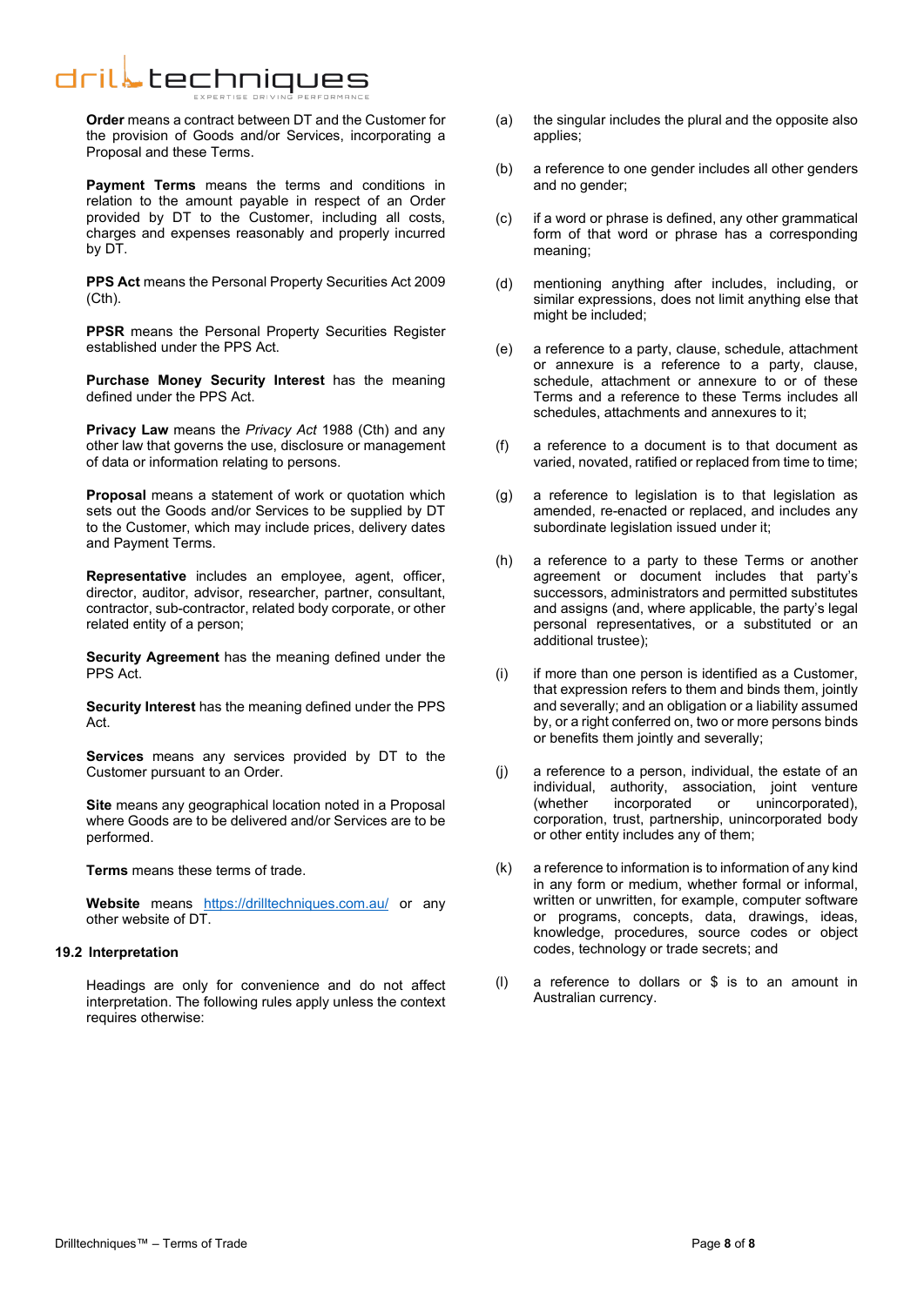**Order** means a contract between DT and the Customer for the provision of Goods and/or Services, incorporating a Proposal and these Terms.

**Payment Terms** means the terms and conditions in relation to the amount payable in respect of an Order provided by DT to the Customer, including all costs, charges and expenses reasonably and properly incurred by DT.

**PPS Act** means the Personal Property Securities Act 2009 (Cth).

**PPSR** means the Personal Property Securities Register established under the PPS Act.

**Purchase Money Security Interest** has the meaning defined under the PPS Act.

**Privacy Law** means the *Privacy Act* 1988 (Cth) and any other law that governs the use, disclosure or management of data or information relating to persons.

**Proposal** means a statement of work or quotation which sets out the Goods and/or Services to be supplied by DT to the Customer, which may include prices, delivery dates and Payment Terms.

**Representative** includes an employee, agent, officer, director, auditor, advisor, researcher, partner, consultant, contractor, sub-contractor, related body corporate, or other related entity of a person;

**Security Agreement** has the meaning defined under the PPS Act.

**Security Interest** has the meaning defined under the PPS Act.

**Services** means any services provided by DT to the Customer pursuant to an Order.

**Site** means any geographical location noted in a Proposal where Goods are to be delivered and/or Services are to be performed.

**Terms** means these terms of trade.

**Website** means https://drilltechniques.com.au/ or any other website of DT.

**19.2 Interpretation**

Headings are only for convenience and do not affect interpretation. The following rules apply unless the context requires otherwise:

(a) the singular includes the plural and the opposite also applies;

(b) a reference to one gender includes all other genders and no gender;

(c) if a word or phrase is defined, any other grammatical form of that word or phrase has a corresponding meaning;

(d) mentioning anything after includes, including, or similar expressions, does not limit anything else that might be included;

(e) a reference to a party, clause, schedule, attachment or annexure is a reference to a party, clause, schedule, attachment or annexure to or of these Terms and a reference to these Terms includes all schedules, attachments and annexures to it;

(f) a reference to a document is to that document as varied, novated, ratified or replaced from time to time;

(g) a reference to legislation is to that legislation as amended, re-enacted or replaced, and includes any subordinate legislation issued under it;

(h) a reference to a party to these Terms or another agreement or document includes that party's successors, administrators and permitted substitutes and assigns (and, where applicable, the party's legal personal representatives, or a substituted or an additional trustee);

(i) if more than one person is identified as a Customer, that expression refers to them and binds them, jointly and severally; and an obligation or a liability assumed by, or a right conferred on, two or more persons binds or benefits them jointly and severally;

(j) a reference to a person, individual, the estate of an individual, authority, association, joint venture (whether incorporated or unincorporated), corporation, trust, partnership, unincorporated body or other entity includes any of them;

(k) a reference to information is to information of any kind in any form or medium, whether formal or informal, written or unwritten, for example, computer software or programs, concepts, data, drawings, ideas, knowledge, procedures, source codes or object codes, technology or trade secrets; and

(l) a reference to dollars or $ is to an amount in Australian currency.